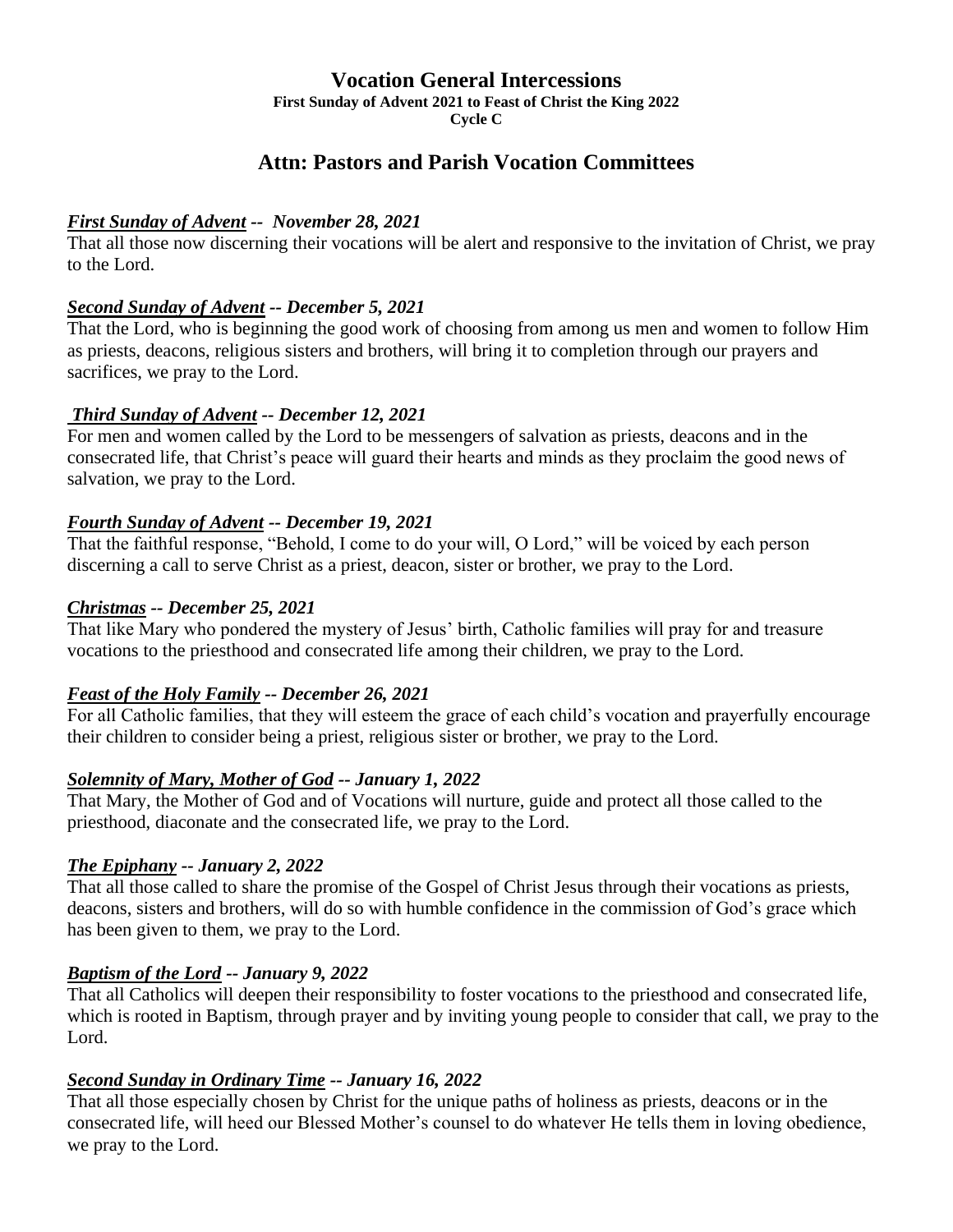# Vocation General Intercessions

**First Sunday of Advent 2021 to Feast of Christ the King 2022**

**Cycle C**

## Attn: Pastors and Parish Vocation Committees

***First Sunday of Advent* -- November 28, 2021**

That all those now discerning their vocations will be alert and responsive to the invitation of Christ, we pray to the Lord.

***Second Sunday of Advent* -- December 5, 2021**

That the Lord, who is beginning the good work of choosing from among us men and women to follow Him as priests, deacons, religious sisters and brothers, will bring it to completion through our prayers and sacrifices, we pray to the Lord.

***Third Sunday of Advent* -- December 12, 2021**

For men and women called by the Lord to be messengers of salvation as priests, deacons and in the consecrated life, that Christ's peace will guard their hearts and minds as they proclaim the good news of salvation, we pray to the Lord.

***Fourth Sunday of Advent* -- December 19, 2021**

That the faithful response, "Behold, I come to do your will, O Lord," will be voiced by each person discerning a call to serve Christ as a priest, deacon, sister or brother, we pray to the Lord.

***Christmas* -- December 25, 2021**

That like Mary who pondered the mystery of Jesus' birth, Catholic families will pray for and treasure vocations to the priesthood and consecrated life among their children, we pray to the Lord.

***Feast of the Holy Family* -- December 26, 2021**

For all Catholic families, that they will esteem the grace of each child's vocation and prayerfully encourage their children to consider being a priest, religious sister or brother, we pray to the Lord.

***Solemnity of Mary, Mother of God* -- January 1, 2022**

That Mary, the Mother of God and of Vocations will nurture, guide and protect all those called to the priesthood, diaconate and the consecrated life, we pray to the Lord.

***The Epiphany* -- January 2, 2022**

That all those called to share the promise of the Gospel of Christ Jesus through their vocations as priests, deacons, sisters and brothers, will do so with humble confidence in the commission of God's grace which has been given to them, we pray to the Lord.

***Baptism of the Lord* -- January 9, 2022**

That all Catholics will deepen their responsibility to foster vocations to the priesthood and consecrated life, which is rooted in Baptism, through prayer and by inviting young people to consider that call, we pray to the Lord.

***Second Sunday in Ordinary Time* -- January 16, 2022**

That all those especially chosen by Christ for the unique paths of holiness as priests, deacons or in the consecrated life, will heed our Blessed Mother's counsel to do whatever He tells them in loving obedience, we pray to the Lord.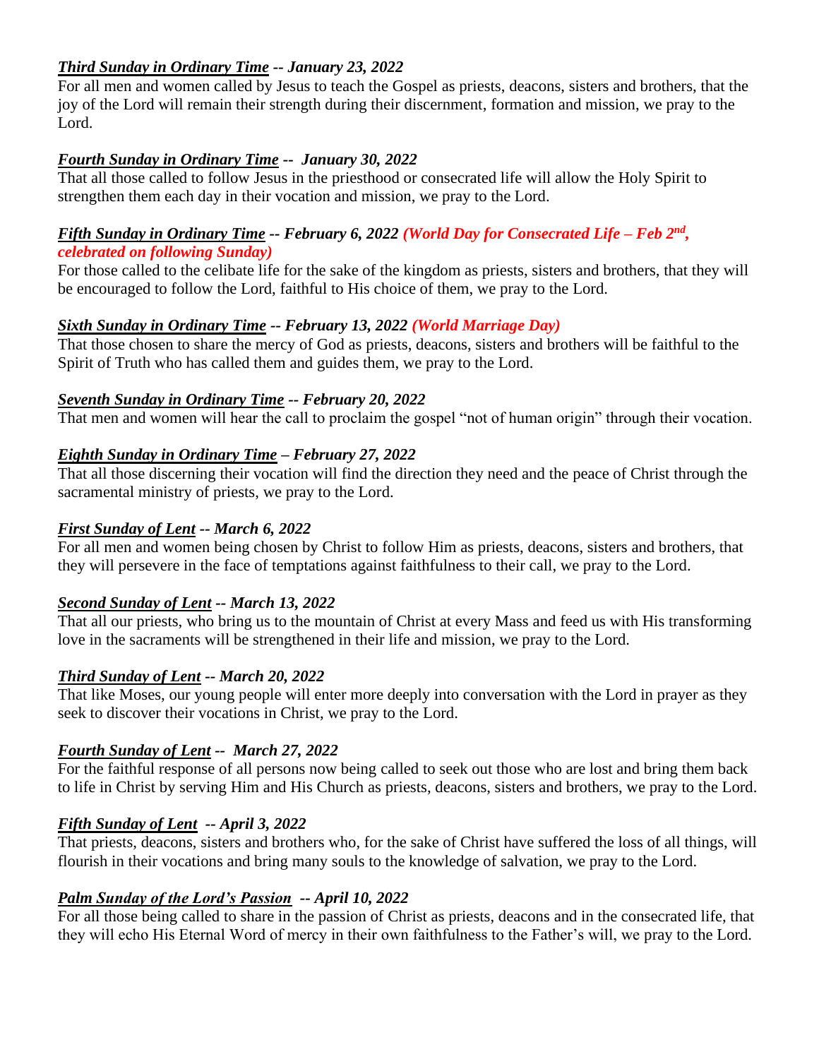***Third Sunday in Ordinary Time** -- January 23, 2022*

For all men and women called by Jesus to teach the Gospel as priests, deacons, sisters and brothers, that the joy of the Lord will remain their strength during their discernment, formation and mission, we pray to the Lord.

***Fourth Sunday in Ordinary Time** -- January 30, 2022*

That all those called to follow Jesus in the priesthood or consecrated life will allow the Holy Spirit to strengthen them each day in their vocation and mission, we pray to the Lord.

***Fifth Sunday in Ordinary Time** -- February 6, 2022 (World Day for Consecrated Life – Feb 2nd, celebrated on following Sunday)*

For those called to the celibate life for the sake of the kingdom as priests, sisters and brothers, that they will be encouraged to follow the Lord, faithful to His choice of them, we pray to the Lord.

***Sixth Sunday in Ordinary Time** -- February 13, 2022 (World Marriage Day)*

That those chosen to share the mercy of God as priests, deacons, sisters and brothers will be faithful to the Spirit of Truth who has called them and guides them, we pray to the Lord.

***Seventh Sunday in Ordinary Time** -- February 20, 2022*

That men and women will hear the call to proclaim the gospel "not of human origin" through their vocation.

***Eighth Sunday in Ordinary Time** – February 27, 2022*

That all those discerning their vocation will find the direction they need and the peace of Christ through the sacramental ministry of priests, we pray to the Lord.

***First Sunday of Lent** -- March 6, 2022*

For all men and women being chosen by Christ to follow Him as priests, deacons, sisters and brothers, that they will persevere in the face of temptations against faithfulness to their call, we pray to the Lord.

***Second Sunday of Lent** -- March 13, 2022*

That all our priests, who bring us to the mountain of Christ at every Mass and feed us with His transforming love in the sacraments will be strengthened in their life and mission, we pray to the Lord.

***Third Sunday of Lent** -- March 20, 2022*

That like Moses, our young people will enter more deeply into conversation with the Lord in prayer as they seek to discover their vocations in Christ, we pray to the Lord.

***Fourth Sunday of Lent** -- March 27, 2022*

For the faithful response of all persons now being called to seek out those who are lost and bring them back to life in Christ by serving Him and His Church as priests, deacons, sisters and brothers, we pray to the Lord.

***Fifth Sunday of Lent** -- April 3, 2022*

That priests, deacons, sisters and brothers who, for the sake of Christ have suffered the loss of all things, will flourish in their vocations and bring many souls to the knowledge of salvation, we pray to the Lord.

***Palm Sunday of the Lord's Passion** -- April 10, 2022*

For all those being called to share in the passion of Christ as priests, deacons and in the consecrated life, that they will echo His Eternal Word of mercy in their own faithfulness to the Father's will, we pray to the Lord.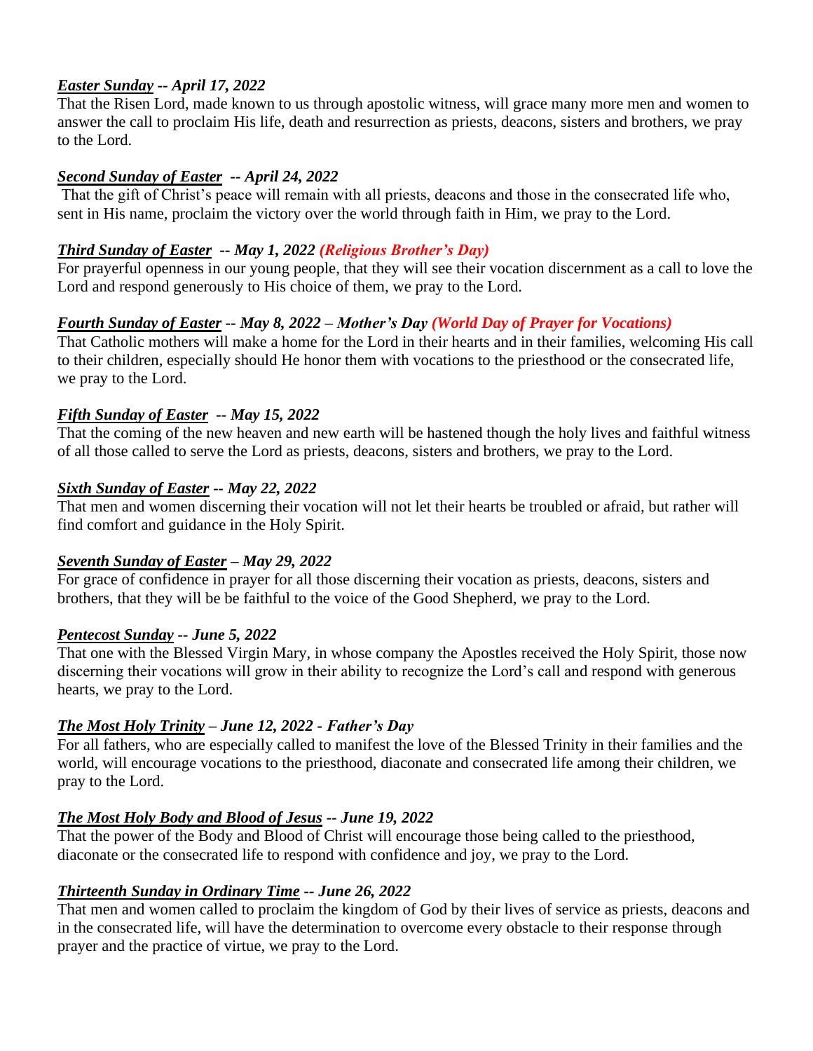***Easter Sunday* -- April 17, 2022**

That the Risen Lord, made known to us through apostolic witness, will grace many more men and women to answer the call to proclaim His life, death and resurrection as priests, deacons, sisters and brothers, we pray to the Lord.

***Second Sunday of Easter* -- April 24, 2022**

That the gift of Christ's peace will remain with all priests, deacons and those in the consecrated life who, sent in His name, proclaim the victory over the world through faith in Him, we pray to the Lord.

***Third Sunday of Easter* -- May 1, 2022 *(Religious Brother's Day)***

For prayerful openness in our young people, that they will see their vocation discernment as a call to love the Lord and respond generously to His choice of them, we pray to the Lord.

***Fourth Sunday of Easter* -- May 8, 2022 – Mother's Day *(World Day of Prayer for Vocations)***

That Catholic mothers will make a home for the Lord in their hearts and in their families, welcoming His call to their children, especially should He honor them with vocations to the priesthood or the consecrated life, we pray to the Lord.

***Fifth Sunday of Easter* -- May 15, 2022**

That the coming of the new heaven and new earth will be hastened though the holy lives and faithful witness of all those called to serve the Lord as priests, deacons, sisters and brothers, we pray to the Lord.

***Sixth Sunday of Easter* -- May 22, 2022**

That men and women discerning their vocation will not let their hearts be troubled or afraid, but rather will find comfort and guidance in the Holy Spirit.

***Seventh Sunday of Easter* – May 29, 2022**

For grace of confidence in prayer for all those discerning their vocation as priests, deacons, sisters and brothers, that they will be be faithful to the voice of the Good Shepherd, we pray to the Lord.

***Pentecost Sunday* -- June 5, 2022**

That one with the Blessed Virgin Mary, in whose company the Apostles received the Holy Spirit, those now discerning their vocations will grow in their ability to recognize the Lord's call and respond with generous hearts, we pray to the Lord.

***The Most Holy Trinity* – June 12, 2022 - Father's Day**

For all fathers, who are especially called to manifest the love of the Blessed Trinity in their families and the world, will encourage vocations to the priesthood, diaconate and consecrated life among their children, we pray to the Lord.

***The Most Holy Body and Blood of Jesus* -- June 19, 2022**

That the power of the Body and Blood of Christ will encourage those being called to the priesthood, diaconate or the consecrated life to respond with confidence and joy, we pray to the Lord.

***Thirteenth Sunday in Ordinary Time* -- June 26, 2022**

That men and women called to proclaim the kingdom of God by their lives of service as priests, deacons and in the consecrated life, will have the determination to overcome every obstacle to their response through prayer and the practice of virtue, we pray to the Lord.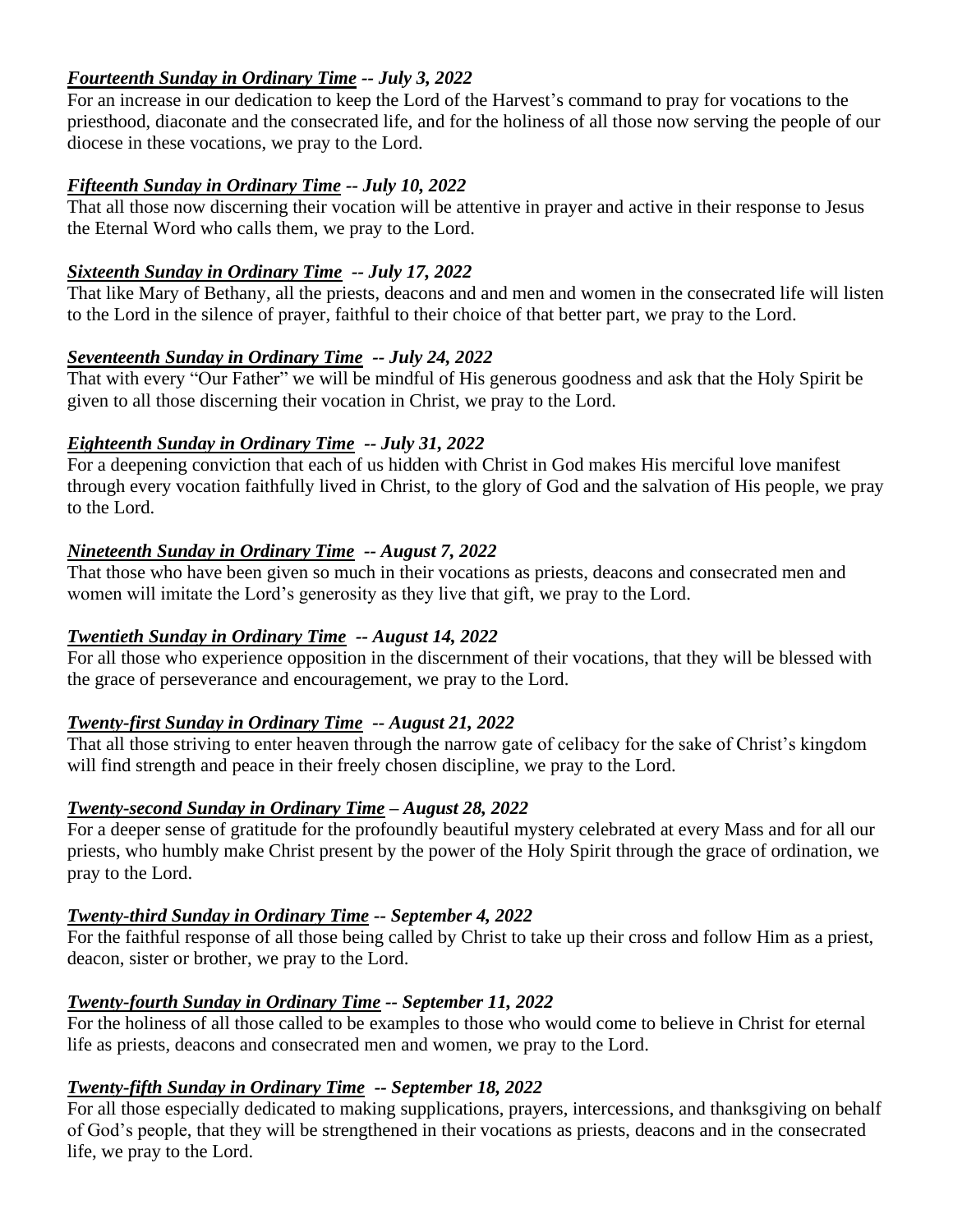***<u>Fourteenth Sunday in Ordinary Time</u> -- July 3, 2022***

For an increase in our dedication to keep the Lord of the Harvest's command to pray for vocations to the priesthood, diaconate and the consecrated life, and for the holiness of all those now serving the people of our diocese in these vocations, we pray to the Lord.

***<u>Fifteenth Sunday in Ordinary Time</u> -- July 10, 2022***

That all those now discerning their vocation will be attentive in prayer and active in their response to Jesus the Eternal Word who calls them, we pray to the Lord.

***<u>Sixteenth Sunday in Ordinary Time</u> -- July 17, 2022***

That like Mary of Bethany, all the priests, deacons and and men and women in the consecrated life will listen to the Lord in the silence of prayer, faithful to their choice of that better part, we pray to the Lord.

***<u>Seventeenth Sunday in Ordinary Time</u> -- July 24, 2022***

That with every "Our Father" we will be mindful of His generous goodness and ask that the Holy Spirit be given to all those discerning their vocation in Christ, we pray to the Lord.

***<u>Eighteenth Sunday in Ordinary Time</u> -- July 31, 2022***

For a deepening conviction that each of us hidden with Christ in God makes His merciful love manifest through every vocation faithfully lived in Christ, to the glory of God and the salvation of His people, we pray to the Lord.

***<u>Nineteenth Sunday in Ordinary Time</u> -- August 7, 2022***

That those who have been given so much in their vocations as priests, deacons and consecrated men and women will imitate the Lord's generosity as they live that gift, we pray to the Lord.

***<u>Twentieth Sunday in Ordinary Time</u> -- August 14, 2022***

For all those who experience opposition in the discernment of their vocations, that they will be blessed with the grace of perseverance and encouragement, we pray to the Lord.

***<u>Twenty-first Sunday in Ordinary Time</u> -- August 21, 2022***

That all those striving to enter heaven through the narrow gate of celibacy for the sake of Christ's kingdom will find strength and peace in their freely chosen discipline, we pray to the Lord.

***<u>Twenty-second Sunday in Ordinary Time</u> – August 28, 2022***

For a deeper sense of gratitude for the profoundly beautiful mystery celebrated at every Mass and for all our priests, who humbly make Christ present by the power of the Holy Spirit through the grace of ordination, we pray to the Lord.

***<u>Twenty-third Sunday in Ordinary Time</u> -- September 4, 2022***

For the faithful response of all those being called by Christ to take up their cross and follow Him as a priest, deacon, sister or brother, we pray to the Lord.

***<u>Twenty-fourth Sunday in Ordinary Time</u> -- September 11, 2022***

For the holiness of all those called to be examples to those who would come to believe in Christ for eternal life as priests, deacons and consecrated men and women, we pray to the Lord.

***<u>Twenty-fifth Sunday in Ordinary Time</u> -- September 18, 2022***

For all those especially dedicated to making supplications, prayers, intercessions, and thanksgiving on behalf of God's people, that they will be strengthened in their vocations as priests, deacons and in the consecrated life, we pray to the Lord.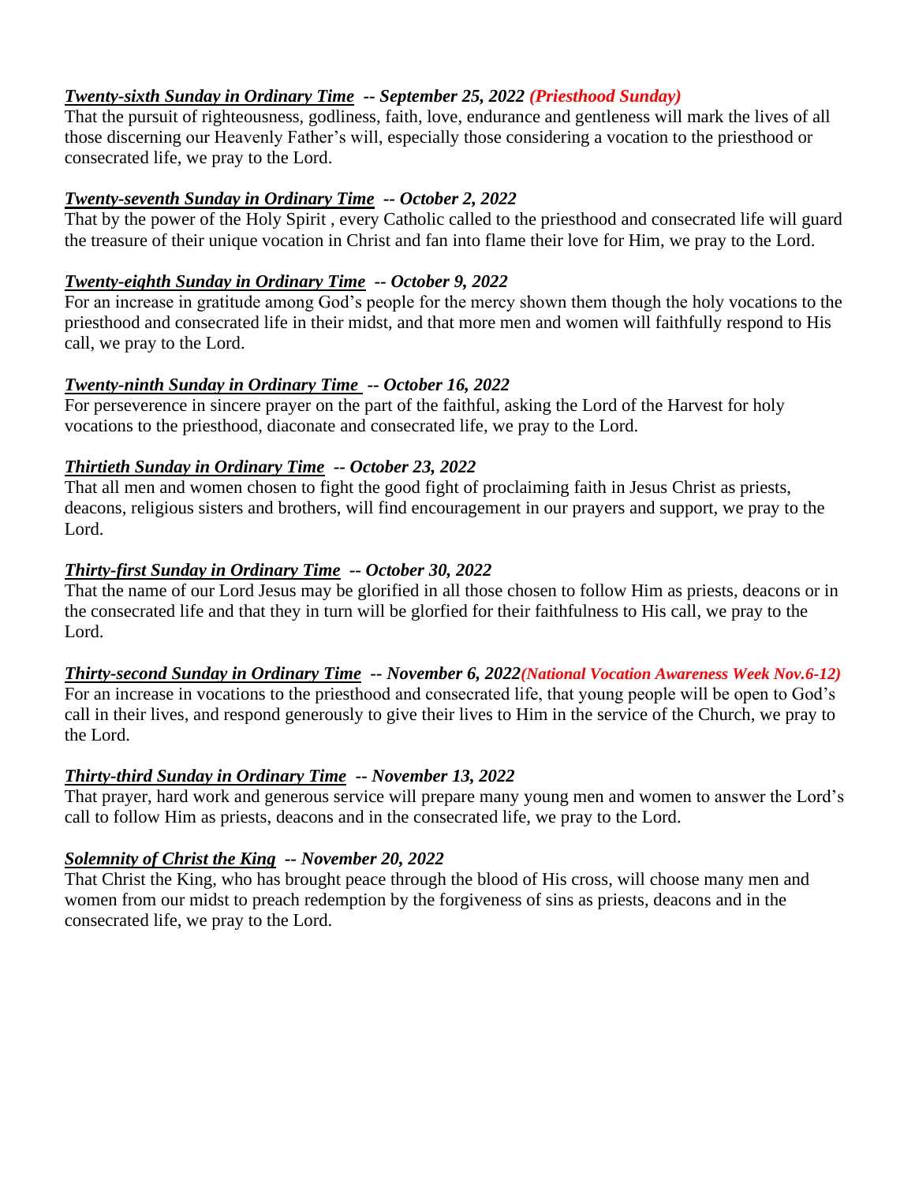***Twenty-sixth Sunday in Ordinary Time* -- September 25, 2022 (Priesthood Sunday)**

That the pursuit of righteousness, godliness, faith, love, endurance and gentleness will mark the lives of all those discerning our Heavenly Father's will, especially those considering a vocation to the priesthood or consecrated life, we pray to the Lord.

***Twenty-seventh Sunday in Ordinary Time* -- October 2, 2022**

That by the power of the Holy Spirit , every Catholic called to the priesthood and consecrated life will guard the treasure of their unique vocation in Christ and fan into flame their love for Him, we pray to the Lord.

***Twenty-eighth Sunday in Ordinary Time* -- October 9, 2022**

For an increase in gratitude among God's people for the mercy shown them though the holy vocations to the priesthood and consecrated life in their midst, and that more men and women will faithfully respond to His call, we pray to the Lord.

***Twenty-ninth Sunday in Ordinary Time* -- October 16, 2022**

For perseverence in sincere prayer on the part of the faithful, asking the Lord of the Harvest for holy vocations to the priesthood, diaconate and consecrated life, we pray to the Lord.

***Thirtieth Sunday in Ordinary Time* -- October 23, 2022**

That all men and women chosen to fight the good fight of proclaiming faith in Jesus Christ as priests, deacons, religious sisters and brothers, will find encouragement in our prayers and support, we pray to the Lord.

***Thirty-first Sunday in Ordinary Time* -- October 30, 2022**

That the name of our Lord Jesus may be glorified in all those chosen to follow Him as priests, deacons or in the consecrated life and that they in turn will be glorfied for their faithfulness to His call, we pray to the Lord.

***Thirty-second Sunday in Ordinary Time* -- November 6, 2022(National Vocation Awareness Week Nov.6-12)**

For an increase in vocations to the priesthood and consecrated life, that young people will be open to God's call in their lives, and respond generously to give their lives to Him in the service of the Church, we pray to the Lord.

***Thirty-third Sunday in Ordinary Time* -- November 13, 2022**

That prayer, hard work and generous service will prepare many young men and women to answer the Lord's call to follow Him as priests, deacons and in the consecrated life, we pray to the Lord.

***Solemnity of Christ the King* -- November 20, 2022**

That Christ the King, who has brought peace through the blood of His cross, will choose many men and women from our midst to preach redemption by the forgiveness of sins as priests, deacons and in the consecrated life, we pray to the Lord.